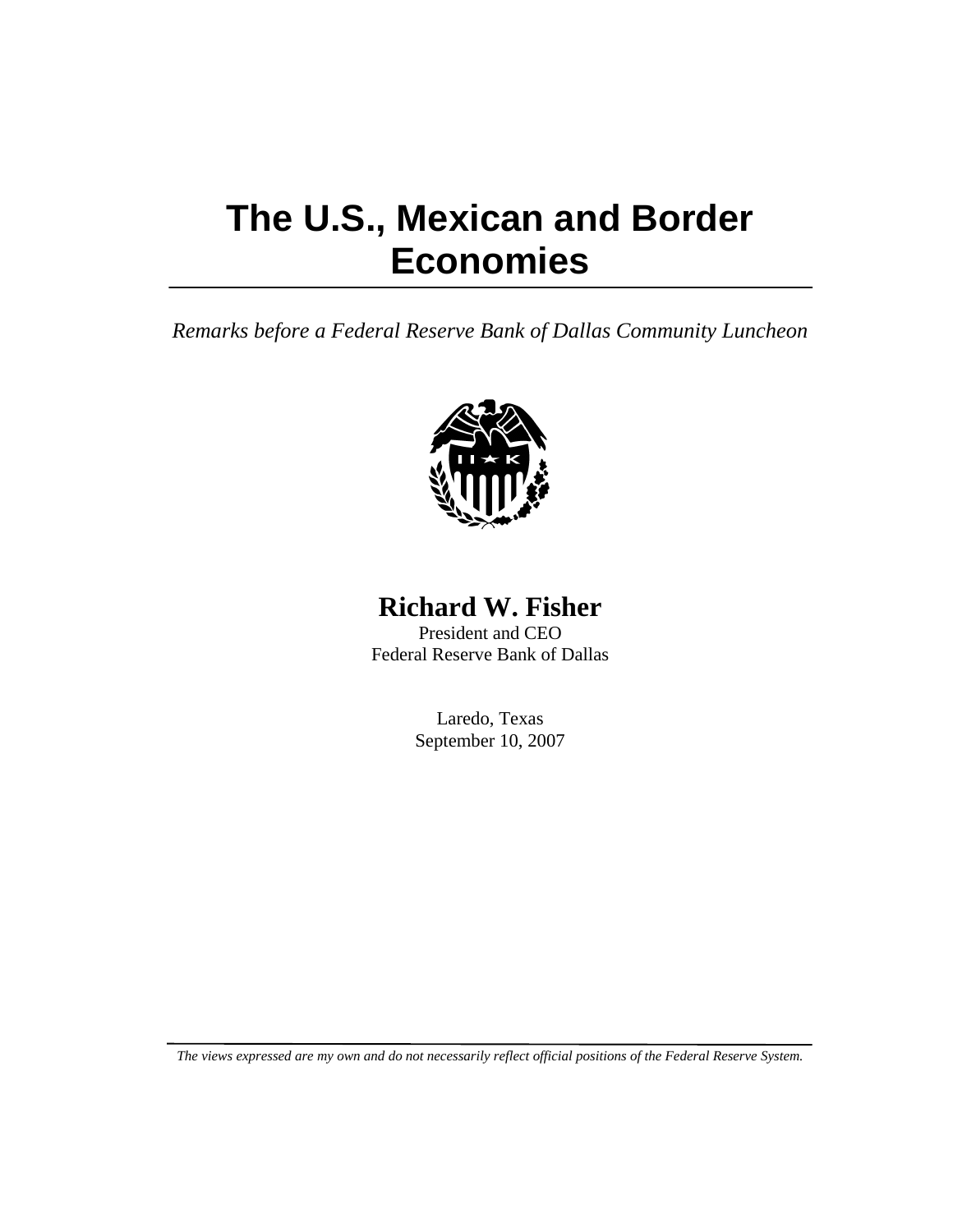# The U.S., Mexican and Border Economies

*Remarks before a Federal Reserve Bank of Dallas Community Luncheon*

**Richard W. Fisher**

President and CEO

Federal Reserve Bank of Dallas

Laredo, Texas

September 10, 2007

*The views expressed are my own and do not necessarily reflect official positions of the Federal Reserve System.*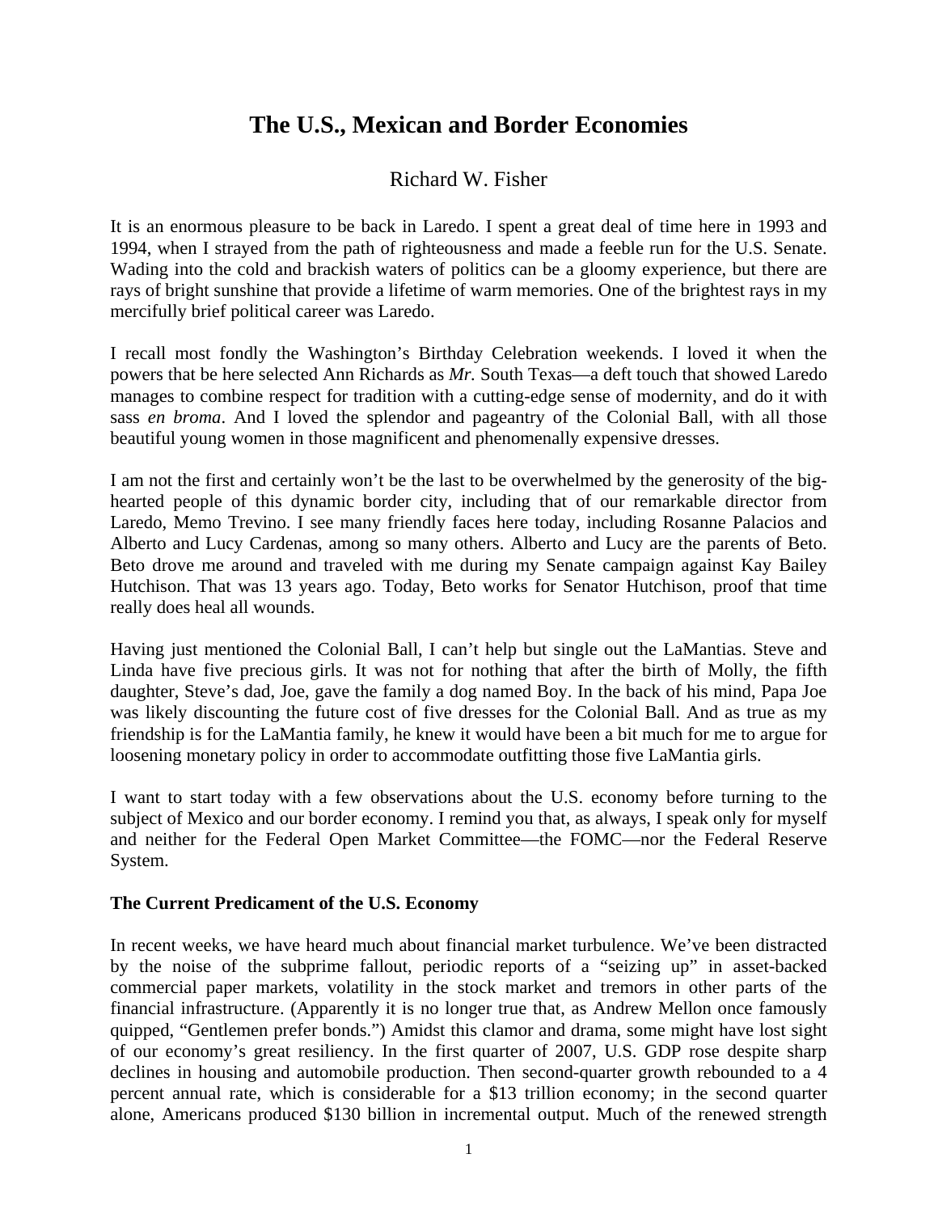# The U.S., Mexican and Border Economies

Richard W. Fisher

It is an enormous pleasure to be back in Laredo. I spent a great deal of time here in 1993 and 1994, when I strayed from the path of righteousness and made a feeble run for the U.S. Senate. Wading into the cold and brackish waters of politics can be a gloomy experience, but there are rays of bright sunshine that provide a lifetime of warm memories. One of the brightest rays in my mercifully brief political career was Laredo.

I recall most fondly the Washington's Birthday Celebration weekends. I loved it when the powers that be here selected Ann Richards as *Mr.* South Texas—a deft touch that showed Laredo manages to combine respect for tradition with a cutting-edge sense of modernity, and do it with sass *en broma*. And I loved the splendor and pageantry of the Colonial Ball, with all those beautiful young women in those magnificent and phenomenally expensive dresses.

I am not the first and certainly won't be the last to be overwhelmed by the generosity of the big-hearted people of this dynamic border city, including that of our remarkable director from Laredo, Memo Trevino. I see many friendly faces here today, including Rosanne Palacios and Alberto and Lucy Cardenas, among so many others. Alberto and Lucy are the parents of Beto. Beto drove me around and traveled with me during my Senate campaign against Kay Bailey Hutchison. That was 13 years ago. Today, Beto works for Senator Hutchison, proof that time really does heal all wounds.

Having just mentioned the Colonial Ball, I can't help but single out the LaMantias. Steve and Linda have five precious girls. It was not for nothing that after the birth of Molly, the fifth daughter, Steve's dad, Joe, gave the family a dog named Boy. In the back of his mind, Papa Joe was likely discounting the future cost of five dresses for the Colonial Ball. And as true as my friendship is for the LaMantia family, he knew it would have been a bit much for me to argue for loosening monetary policy in order to accommodate outfitting those five LaMantia girls.

I want to start today with a few observations about the U.S. economy before turning to the subject of Mexico and our border economy. I remind you that, as always, I speak only for myself and neither for the Federal Open Market Committee—the FOMC—nor the Federal Reserve System.

**The Current Predicament of the U.S. Economy**

In recent weeks, we have heard much about financial market turbulence. We've been distracted by the noise of the subprime fallout, periodic reports of a "seizing up" in asset-backed commercial paper markets, volatility in the stock market and tremors in other parts of the financial infrastructure. (Apparently it is no longer true that, as Andrew Mellon once famously quipped, "Gentlemen prefer bonds.") Amidst this clamor and drama, some might have lost sight of our economy's great resiliency. In the first quarter of 2007, U.S. GDP rose despite sharp declines in housing and automobile production. Then second-quarter growth rebounded to a 4 percent annual rate, which is considerable for a $13 trillion economy; in the second quarter alone, Americans produced $130 billion in incremental output. Much of the renewed strength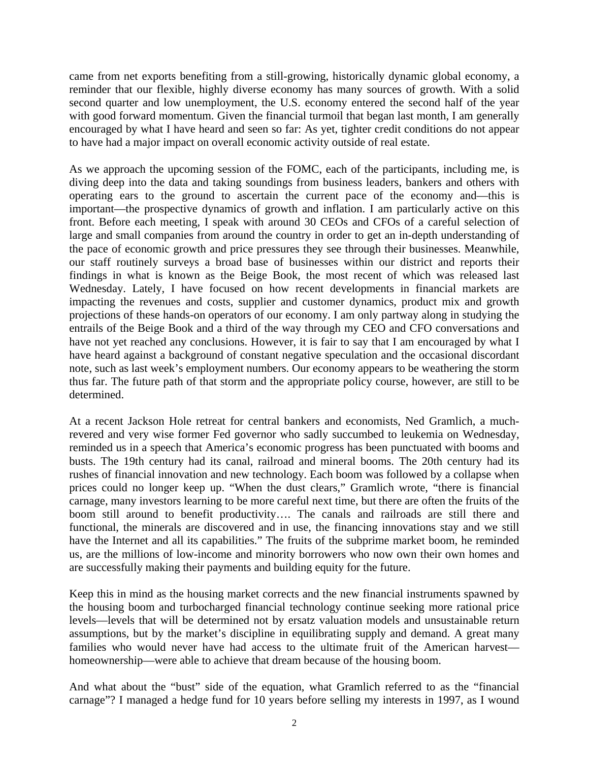came from net exports benefiting from a still-growing, historically dynamic global economy, a reminder that our flexible, highly diverse economy has many sources of growth. With a solid second quarter and low unemployment, the U.S. economy entered the second half of the year with good forward momentum. Given the financial turmoil that began last month, I am generally encouraged by what I have heard and seen so far: As yet, tighter credit conditions do not appear to have had a major impact on overall economic activity outside of real estate.

As we approach the upcoming session of the FOMC, each of the participants, including me, is diving deep into the data and taking soundings from business leaders, bankers and others with operating ears to the ground to ascertain the current pace of the economy and—this is important—the prospective dynamics of growth and inflation. I am particularly active on this front. Before each meeting, I speak with around 30 CEOs and CFOs of a careful selection of large and small companies from around the country in order to get an in-depth understanding of the pace of economic growth and price pressures they see through their businesses. Meanwhile, our staff routinely surveys a broad base of businesses within our district and reports their findings in what is known as the Beige Book, the most recent of which was released last Wednesday. Lately, I have focused on how recent developments in financial markets are impacting the revenues and costs, supplier and customer dynamics, product mix and growth projections of these hands-on operators of our economy. I am only partway along in studying the entrails of the Beige Book and a third of the way through my CEO and CFO conversations and have not yet reached any conclusions. However, it is fair to say that I am encouraged by what I have heard against a background of constant negative speculation and the occasional discordant note, such as last week's employment numbers. Our economy appears to be weathering the storm thus far. The future path of that storm and the appropriate policy course, however, are still to be determined.

At a recent Jackson Hole retreat for central bankers and economists, Ned Gramlich, a much-revered and very wise former Fed governor who sadly succumbed to leukemia on Wednesday, reminded us in a speech that America's economic progress has been punctuated with booms and busts. The 19th century had its canal, railroad and mineral booms. The 20th century had its rushes of financial innovation and new technology. Each boom was followed by a collapse when prices could no longer keep up. "When the dust clears," Gramlich wrote, "there is financial carnage, many investors learning to be more careful next time, but there are often the fruits of the boom still around to benefit productivity…. The canals and railroads are still there and functional, the minerals are discovered and in use, the financing innovations stay and we still have the Internet and all its capabilities." The fruits of the subprime market boom, he reminded us, are the millions of low-income and minority borrowers who now own their own homes and are successfully making their payments and building equity for the future.

Keep this in mind as the housing market corrects and the new financial instruments spawned by the housing boom and turbocharged financial technology continue seeking more rational price levels—levels that will be determined not by ersatz valuation models and unsustainable return assumptions, but by the market's discipline in equilibrating supply and demand. A great many families who would never have had access to the ultimate fruit of the American harvest—homeownership—were able to achieve that dream because of the housing boom.

And what about the "bust" side of the equation, what Gramlich referred to as the "financial carnage"? I managed a hedge fund for 10 years before selling my interests in 1997, as I wound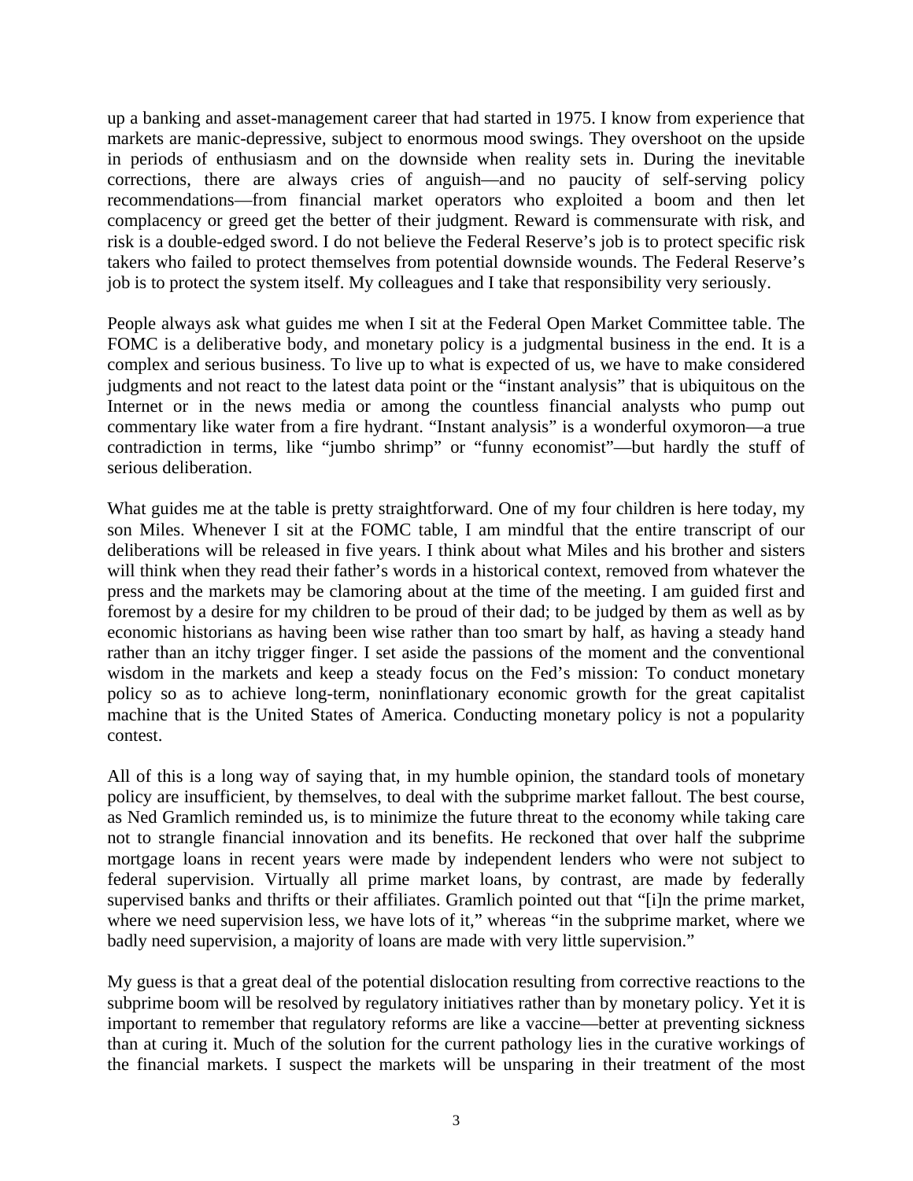up a banking and asset-management career that had started in 1975. I know from experience that markets are manic-depressive, subject to enormous mood swings. They overshoot on the upside in periods of enthusiasm and on the downside when reality sets in. During the inevitable corrections, there are always cries of anguish—and no paucity of self-serving policy recommendations—from financial market operators who exploited a boom and then let complacency or greed get the better of their judgment. Reward is commensurate with risk, and risk is a double-edged sword. I do not believe the Federal Reserve's job is to protect specific risk takers who failed to protect themselves from potential downside wounds. The Federal Reserve's job is to protect the system itself. My colleagues and I take that responsibility very seriously.

People always ask what guides me when I sit at the Federal Open Market Committee table. The FOMC is a deliberative body, and monetary policy is a judgmental business in the end. It is a complex and serious business. To live up to what is expected of us, we have to make considered judgments and not react to the latest data point or the "instant analysis" that is ubiquitous on the Internet or in the news media or among the countless financial analysts who pump out commentary like water from a fire hydrant. "Instant analysis" is a wonderful oxymoron—a true contradiction in terms, like "jumbo shrimp" or "funny economist"—but hardly the stuff of serious deliberation.

What guides me at the table is pretty straightforward. One of my four children is here today, my son Miles. Whenever I sit at the FOMC table, I am mindful that the entire transcript of our deliberations will be released in five years. I think about what Miles and his brother and sisters will think when they read their father's words in a historical context, removed from whatever the press and the markets may be clamoring about at the time of the meeting. I am guided first and foremost by a desire for my children to be proud of their dad; to be judged by them as well as by economic historians as having been wise rather than too smart by half, as having a steady hand rather than an itchy trigger finger. I set aside the passions of the moment and the conventional wisdom in the markets and keep a steady focus on the Fed's mission: To conduct monetary policy so as to achieve long-term, noninflationary economic growth for the great capitalist machine that is the United States of America. Conducting monetary policy is not a popularity contest.

All of this is a long way of saying that, in my humble opinion, the standard tools of monetary policy are insufficient, by themselves, to deal with the subprime market fallout. The best course, as Ned Gramlich reminded us, is to minimize the future threat to the economy while taking care not to strangle financial innovation and its benefits. He reckoned that over half the subprime mortgage loans in recent years were made by independent lenders who were not subject to federal supervision. Virtually all prime market loans, by contrast, are made by federally supervised banks and thrifts or their affiliates. Gramlich pointed out that "[i]n the prime market, where we need supervision less, we have lots of it," whereas "in the subprime market, where we badly need supervision, a majority of loans are made with very little supervision."

My guess is that a great deal of the potential dislocation resulting from corrective reactions to the subprime boom will be resolved by regulatory initiatives rather than by monetary policy. Yet it is important to remember that regulatory reforms are like a vaccine—better at preventing sickness than at curing it. Much of the solution for the current pathology lies in the curative workings of the financial markets. I suspect the markets will be unsparing in their treatment of the most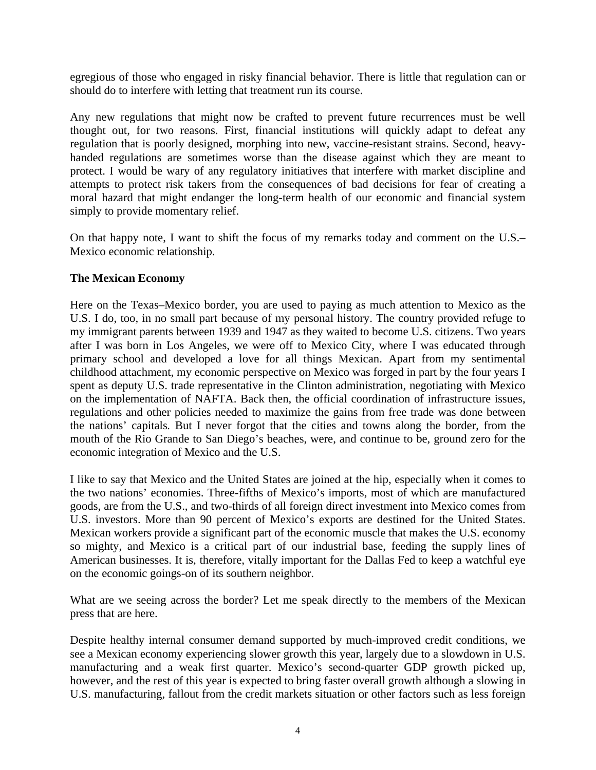egregious of those who engaged in risky financial behavior. There is little that regulation can or should do to interfere with letting that treatment run its course.

Any new regulations that might now be crafted to prevent future recurrences must be well thought out, for two reasons. First, financial institutions will quickly adapt to defeat any regulation that is poorly designed, morphing into new, vaccine-resistant strains. Second, heavy-handed regulations are sometimes worse than the disease against which they are meant to protect. I would be wary of any regulatory initiatives that interfere with market discipline and attempts to protect risk takers from the consequences of bad decisions for fear of creating a moral hazard that might endanger the long-term health of our economic and financial system simply to provide momentary relief.

On that happy note, I want to shift the focus of my remarks today and comment on the U.S.–Mexico economic relationship.

**The Mexican Economy**

Here on the Texas–Mexico border, you are used to paying as much attention to Mexico as the U.S. I do, too, in no small part because of my personal history. The country provided refuge to my immigrant parents between 1939 and 1947 as they waited to become U.S. citizens. Two years after I was born in Los Angeles, we were off to Mexico City, where I was educated through primary school and developed a love for all things Mexican. Apart from my sentimental childhood attachment, my economic perspective on Mexico was forged in part by the four years I spent as deputy U.S. trade representative in the Clinton administration, negotiating with Mexico on the implementation of NAFTA. Back then, the official coordination of infrastructure issues, regulations and other policies needed to maximize the gains from free trade was done between the nations' capitals. But I never forgot that the cities and towns along the border, from the mouth of the Rio Grande to San Diego's beaches, were, and continue to be, ground zero for the economic integration of Mexico and the U.S.

I like to say that Mexico and the United States are joined at the hip, especially when it comes to the two nations' economies. Three-fifths of Mexico's imports, most of which are manufactured goods, are from the U.S., and two-thirds of all foreign direct investment into Mexico comes from U.S. investors. More than 90 percent of Mexico's exports are destined for the United States. Mexican workers provide a significant part of the economic muscle that makes the U.S. economy so mighty, and Mexico is a critical part of our industrial base, feeding the supply lines of American businesses. It is, therefore, vitally important for the Dallas Fed to keep a watchful eye on the economic goings-on of its southern neighbor.

What are we seeing across the border? Let me speak directly to the members of the Mexican press that are here.

Despite healthy internal consumer demand supported by much-improved credit conditions, we see a Mexican economy experiencing slower growth this year, largely due to a slowdown in U.S. manufacturing and a weak first quarter. Mexico's second-quarter GDP growth picked up, however, and the rest of this year is expected to bring faster overall growth although a slowing in U.S. manufacturing, fallout from the credit markets situation or other factors such as less foreign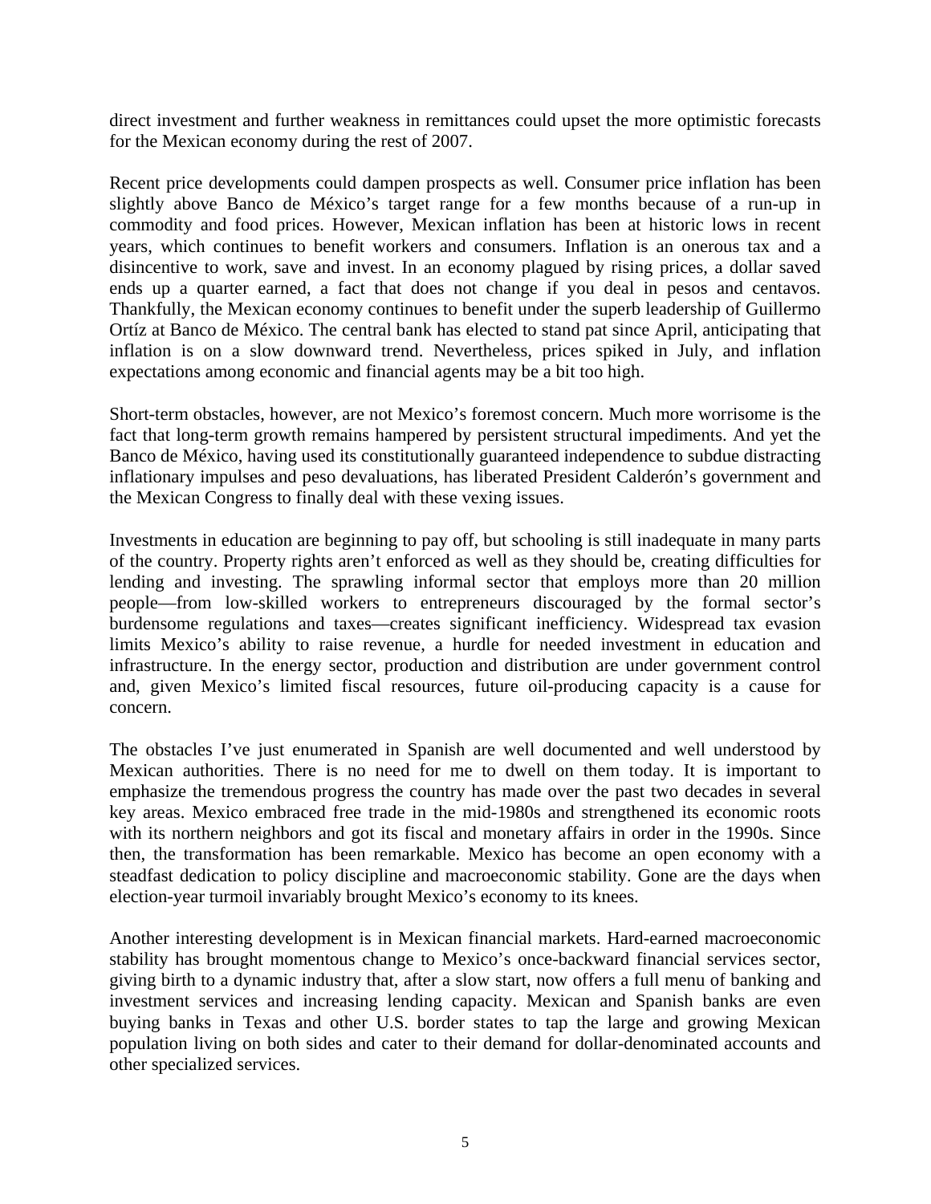direct investment and further weakness in remittances could upset the more optimistic forecasts for the Mexican economy during the rest of 2007.

Recent price developments could dampen prospects as well. Consumer price inflation has been slightly above Banco de México's target range for a few months because of a run-up in commodity and food prices. However, Mexican inflation has been at historic lows in recent years, which continues to benefit workers and consumers. Inflation is an onerous tax and a disincentive to work, save and invest. In an economy plagued by rising prices, a dollar saved ends up a quarter earned, a fact that does not change if you deal in pesos and centavos. Thankfully, the Mexican economy continues to benefit under the superb leadership of Guillermo Ortíz at Banco de México. The central bank has elected to stand pat since April, anticipating that inflation is on a slow downward trend. Nevertheless, prices spiked in July, and inflation expectations among economic and financial agents may be a bit too high.

Short-term obstacles, however, are not Mexico's foremost concern. Much more worrisome is the fact that long-term growth remains hampered by persistent structural impediments. And yet the Banco de México, having used its constitutionally guaranteed independence to subdue distracting inflationary impulses and peso devaluations, has liberated President Calderón's government and the Mexican Congress to finally deal with these vexing issues.

Investments in education are beginning to pay off, but schooling is still inadequate in many parts of the country. Property rights aren't enforced as well as they should be, creating difficulties for lending and investing. The sprawling informal sector that employs more than 20 million people—from low-skilled workers to entrepreneurs discouraged by the formal sector's burdensome regulations and taxes—creates significant inefficiency. Widespread tax evasion limits Mexico's ability to raise revenue, a hurdle for needed investment in education and infrastructure. In the energy sector, production and distribution are under government control and, given Mexico's limited fiscal resources, future oil-producing capacity is a cause for concern.

The obstacles I've just enumerated in Spanish are well documented and well understood by Mexican authorities. There is no need for me to dwell on them today. It is important to emphasize the tremendous progress the country has made over the past two decades in several key areas. Mexico embraced free trade in the mid-1980s and strengthened its economic roots with its northern neighbors and got its fiscal and monetary affairs in order in the 1990s. Since then, the transformation has been remarkable. Mexico has become an open economy with a steadfast dedication to policy discipline and macroeconomic stability. Gone are the days when election-year turmoil invariably brought Mexico's economy to its knees.

Another interesting development is in Mexican financial markets. Hard-earned macroeconomic stability has brought momentous change to Mexico's once-backward financial services sector, giving birth to a dynamic industry that, after a slow start, now offers a full menu of banking and investment services and increasing lending capacity. Mexican and Spanish banks are even buying banks in Texas and other U.S. border states to tap the large and growing Mexican population living on both sides and cater to their demand for dollar-denominated accounts and other specialized services.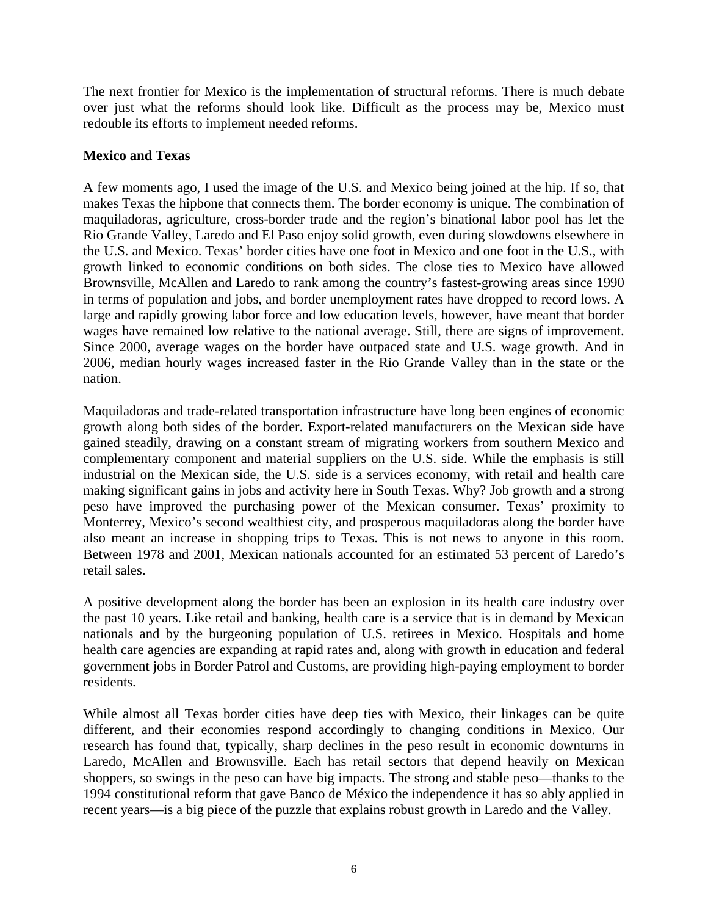The next frontier for Mexico is the implementation of structural reforms. There is much debate over just what the reforms should look like. Difficult as the process may be, Mexico must redouble its efforts to implement needed reforms.

**Mexico and Texas**

A few moments ago, I used the image of the U.S. and Mexico being joined at the hip. If so, that makes Texas the hipbone that connects them. The border economy is unique. The combination of maquiladoras, agriculture, cross-border trade and the region's binational labor pool has let the Rio Grande Valley, Laredo and El Paso enjoy solid growth, even during slowdowns elsewhere in the U.S. and Mexico. Texas' border cities have one foot in Mexico and one foot in the U.S., with growth linked to economic conditions on both sides. The close ties to Mexico have allowed Brownsville, McAllen and Laredo to rank among the country's fastest-growing areas since 1990 in terms of population and jobs, and border unemployment rates have dropped to record lows. A large and rapidly growing labor force and low education levels, however, have meant that border wages have remained low relative to the national average. Still, there are signs of improvement. Since 2000, average wages on the border have outpaced state and U.S. wage growth. And in 2006, median hourly wages increased faster in the Rio Grande Valley than in the state or the nation.

Maquiladoras and trade-related transportation infrastructure have long been engines of economic growth along both sides of the border. Export-related manufacturers on the Mexican side have gained steadily, drawing on a constant stream of migrating workers from southern Mexico and complementary component and material suppliers on the U.S. side. While the emphasis is still industrial on the Mexican side, the U.S. side is a services economy, with retail and health care making significant gains in jobs and activity here in South Texas. Why? Job growth and a strong peso have improved the purchasing power of the Mexican consumer. Texas' proximity to Monterrey, Mexico's second wealthiest city, and prosperous maquiladoras along the border have also meant an increase in shopping trips to Texas. This is not news to anyone in this room. Between 1978 and 2001, Mexican nationals accounted for an estimated 53 percent of Laredo's retail sales.

A positive development along the border has been an explosion in its health care industry over the past 10 years. Like retail and banking, health care is a service that is in demand by Mexican nationals and by the burgeoning population of U.S. retirees in Mexico. Hospitals and home health care agencies are expanding at rapid rates and, along with growth in education and federal government jobs in Border Patrol and Customs, are providing high-paying employment to border residents.

While almost all Texas border cities have deep ties with Mexico, their linkages can be quite different, and their economies respond accordingly to changing conditions in Mexico. Our research has found that, typically, sharp declines in the peso result in economic downturns in Laredo, McAllen and Brownsville. Each has retail sectors that depend heavily on Mexican shoppers, so swings in the peso can have big impacts. The strong and stable peso—thanks to the 1994 constitutional reform that gave Banco de México the independence it has so ably applied in recent years—is a big piece of the puzzle that explains robust growth in Laredo and the Valley.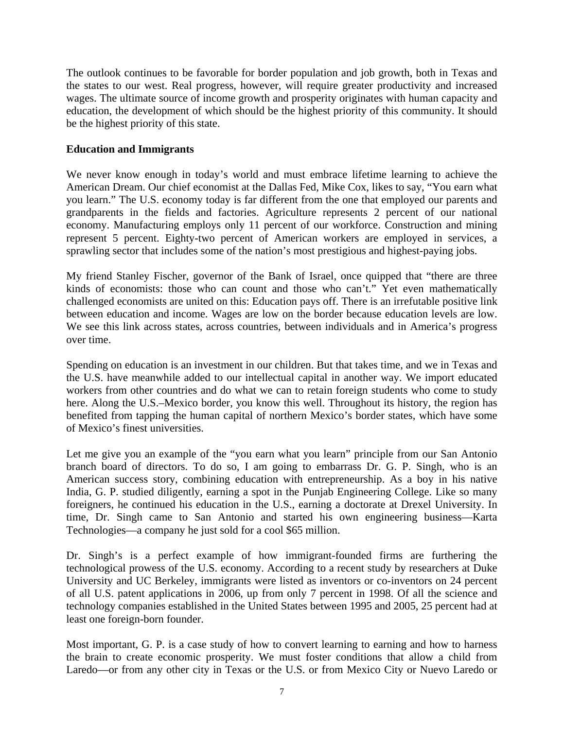The outlook continues to be favorable for border population and job growth, both in Texas and the states to our west. Real progress, however, will require greater productivity and increased wages. The ultimate source of income growth and prosperity originates with human capacity and education, the development of which should be the highest priority of this community. It should be the highest priority of this state.

**Education and Immigrants**

We never know enough in today's world and must embrace lifetime learning to achieve the American Dream. Our chief economist at the Dallas Fed, Mike Cox, likes to say, "You earn what you learn." The U.S. economy today is far different from the one that employed our parents and grandparents in the fields and factories. Agriculture represents 2 percent of our national economy. Manufacturing employs only 11 percent of our workforce. Construction and mining represent 5 percent. Eighty-two percent of American workers are employed in services, a sprawling sector that includes some of the nation's most prestigious and highest-paying jobs.

My friend Stanley Fischer, governor of the Bank of Israel, once quipped that "there are three kinds of economists: those who can count and those who can't." Yet even mathematically challenged economists are united on this: Education pays off. There is an irrefutable positive link between education and income. Wages are low on the border because education levels are low. We see this link across states, across countries, between individuals and in America's progress over time.

Spending on education is an investment in our children. But that takes time, and we in Texas and the U.S. have meanwhile added to our intellectual capital in another way. We import educated workers from other countries and do what we can to retain foreign students who come to study here. Along the U.S.–Mexico border, you know this well. Throughout its history, the region has benefited from tapping the human capital of northern Mexico's border states, which have some of Mexico's finest universities.

Let me give you an example of the "you earn what you learn" principle from our San Antonio branch board of directors. To do so, I am going to embarrass Dr. G. P. Singh, who is an American success story, combining education with entrepreneurship. As a boy in his native India, G. P. studied diligently, earning a spot in the Punjab Engineering College. Like so many foreigners, he continued his education in the U.S., earning a doctorate at Drexel University. In time, Dr. Singh came to San Antonio and started his own engineering business—Karta Technologies—a company he just sold for a cool $65 million.

Dr. Singh's is a perfect example of how immigrant-founded firms are furthering the technological prowess of the U.S. economy. According to a recent study by researchers at Duke University and UC Berkeley, immigrants were listed as inventors or co-inventors on 24 percent of all U.S. patent applications in 2006, up from only 7 percent in 1998. Of all the science and technology companies established in the United States between 1995 and 2005, 25 percent had at least one foreign-born founder.

Most important, G. P. is a case study of how to convert learning to earning and how to harness the brain to create economic prosperity. We must foster conditions that allow a child from Laredo—or from any other city in Texas or the U.S. or from Mexico City or Nuevo Laredo or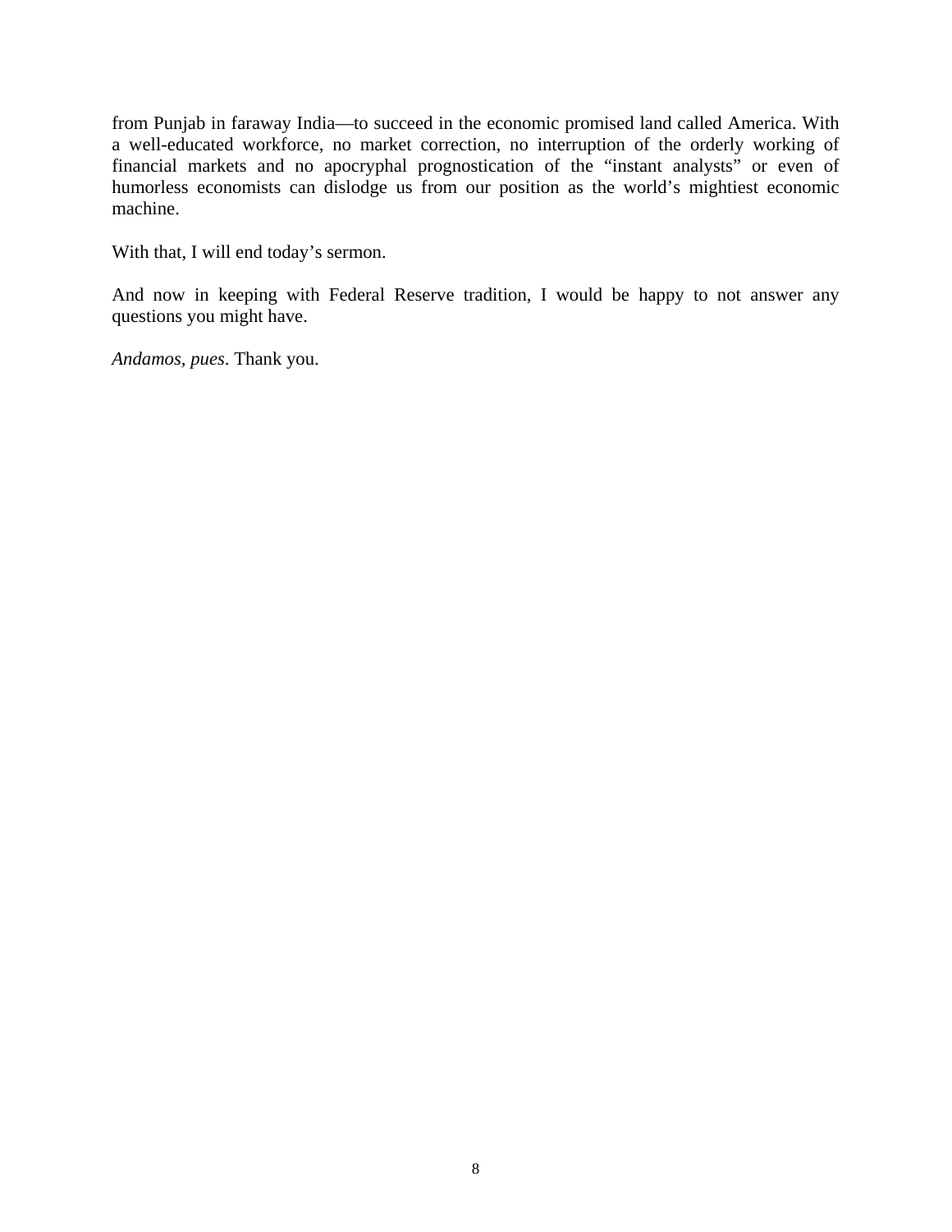from Punjab in faraway India—to succeed in the economic promised land called America. With a well-educated workforce, no market correction, no interruption of the orderly working of financial markets and no apocryphal prognostication of the "instant analysts" or even of humorless economists can dislodge us from our position as the world's mightiest economic machine.

With that, I will end today's sermon.

And now in keeping with Federal Reserve tradition, I would be happy to not answer any questions you might have.

*Andamos, pues*. Thank you.